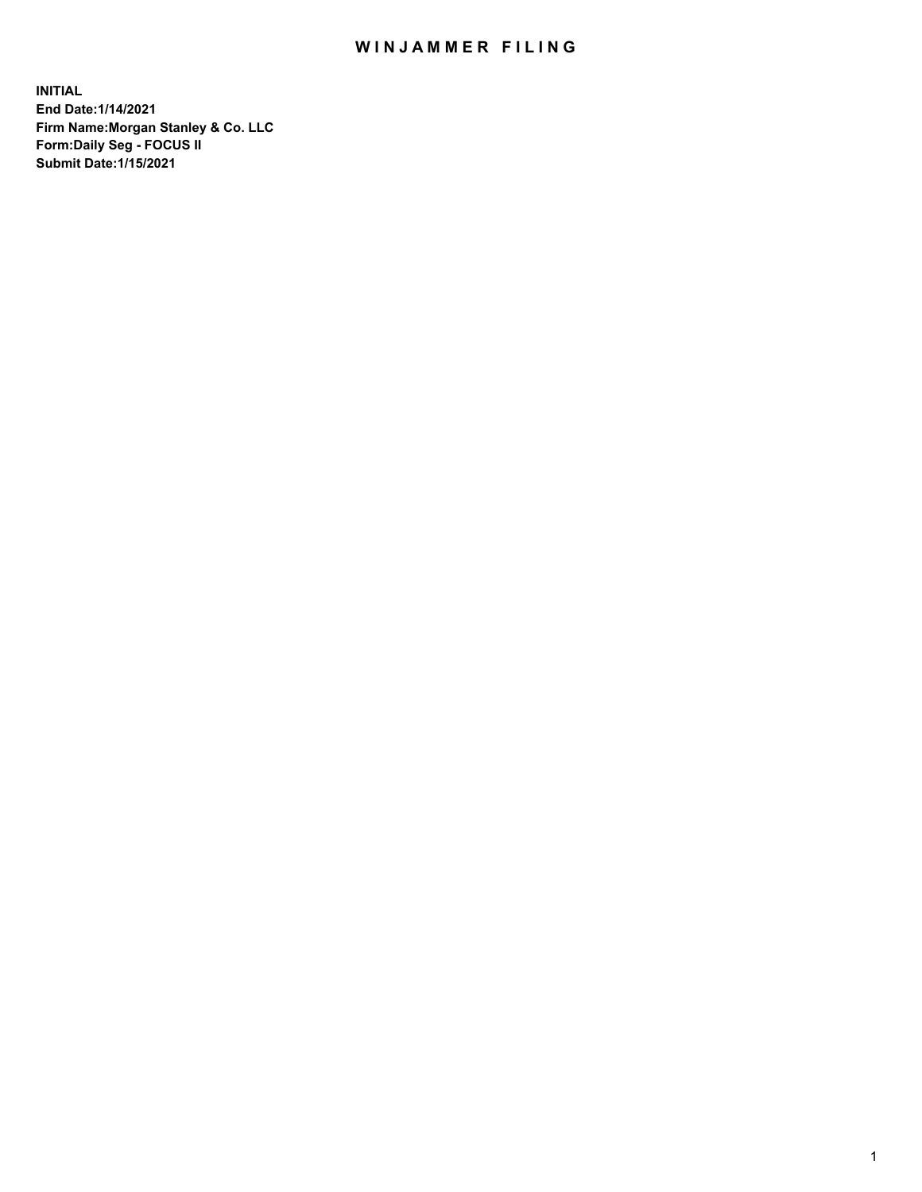# WINJAMMER FILING

**INITIAL**
**End Date:1/14/2021**
**Firm Name:Morgan Stanley & Co. LLC**
**Form:Daily Seg - FOCUS II**
**Submit Date:1/15/2021**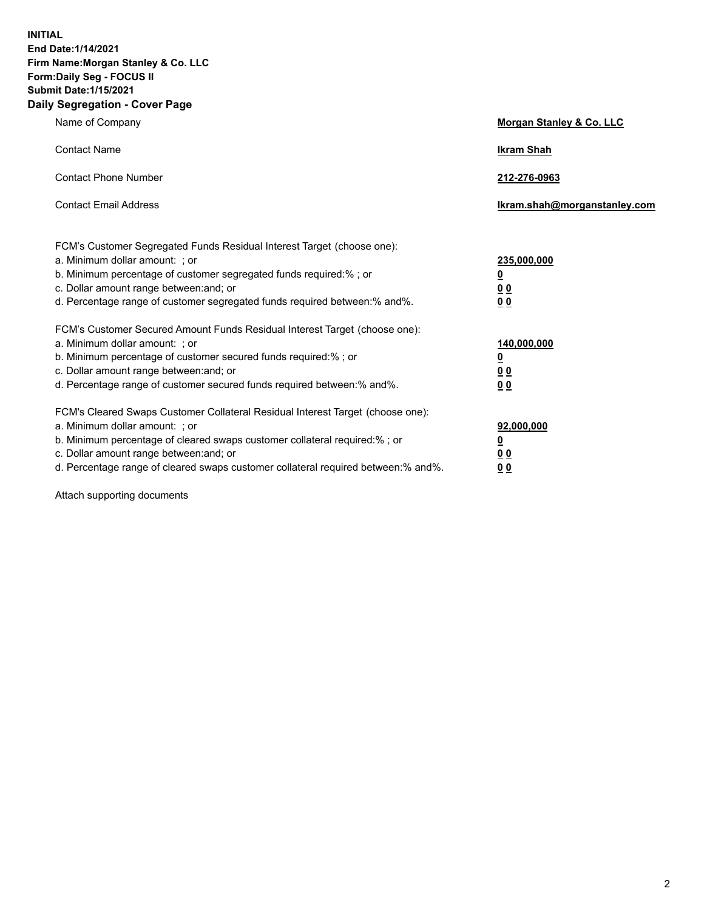**INITIAL**
**End Date:1/14/2021**
**Firm Name:Morgan Stanley & Co. LLC**
**Form:Daily Seg - FOCUS II**
**Submit Date:1/15/2021**

## Daily Segregation - Cover Page

| | |
|---|---|
| Name of Company | **Morgan Stanley & Co. LLC** |
| Contact Name | **Ikram Shah** |
| Contact Phone Number | **212-276-0963** |
| Contact Email Address | **Ikram.shah@morganstanley.com** |

| | |
|---|---|
| FCM's Customer Segregated Funds Residual Interest Target (choose one): | |
| a. Minimum dollar amount: ; or | **235,000,000** |
| b. Minimum percentage of customer segregated funds required:% ; or | **0** |
| c. Dollar amount range between:and; or | **0 0** |
| d. Percentage range of customer segregated funds required between:% and%. | **0 0** |
| FCM's Customer Secured Amount Funds Residual Interest Target (choose one): | |
| a. Minimum dollar amount: ; or | **140,000,000** |
| b. Minimum percentage of customer secured funds required:% ; or | **0** |
| c. Dollar amount range between:and; or | **0 0** |
| d. Percentage range of customer secured funds required between:% and%. | **0 0** |
| FCM's Cleared Swaps Customer Collateral Residual Interest Target (choose one): | |
| a. Minimum dollar amount: ; or | **92,000,000** |
| b. Minimum percentage of cleared swaps customer collateral required:% ; or | **0** |
| c. Dollar amount range between:and; or | **0 0** |
| d. Percentage range of cleared swaps customer collateral required between:% and%. | **0 0** |

Attach supporting documents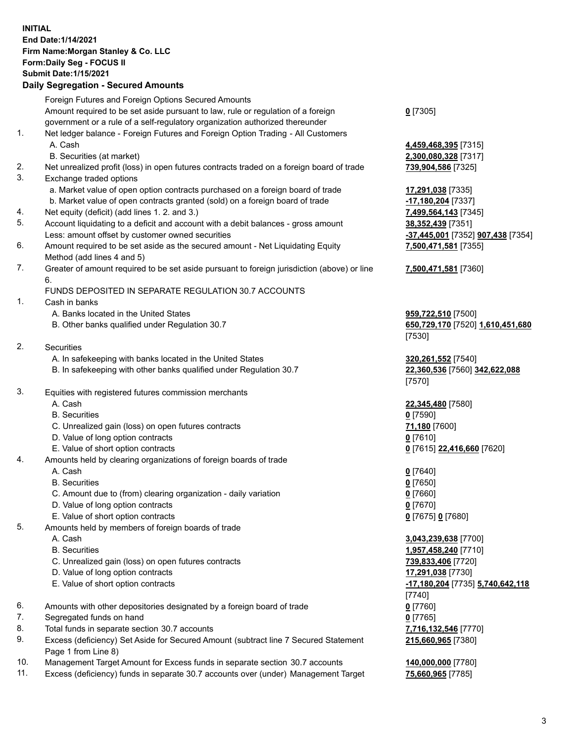**INITIAL**
**End Date:1/14/2021**
**Firm Name:Morgan Stanley & Co. LLC**
**Form:Daily Seg - FOCUS II**
**Submit Date:1/15/2021**

### Daily Segregation - Secured Amounts

| | | |
|---|---|---|
| | Foreign Futures and Foreign Options Secured Amounts | |
| | Amount required to be set aside pursuant to law, rule or regulation of a foreign government or a rule of a self-regulatory organization authorized thereunder | **0** [7305] |
| 1. | Net ledger balance - Foreign Futures and Foreign Option Trading - All Customers | |
| | A. Cash | **4,459,468,395** [7315] |
| | B. Securities (at market) | **2,300,080,328** [7317] |
| 2. | Net unrealized profit (loss) in open futures contracts traded on a foreign board of trade | **739,904,586** [7325] |
| 3. | Exchange traded options | |
| | a. Market value of open option contracts purchased on a foreign board of trade | **17,291,038** [7335] |
| | b. Market value of open contracts granted (sold) on a foreign board of trade | **-17,180,204** [7337] |
| 4. | Net equity (deficit) (add lines 1. 2. and 3.) | **7,499,564,143** [7345] |
| 5. | Account liquidating to a deficit and account with a debit balances - gross amount | **38,352,439** [7351] |
| | Less: amount offset by customer owned securities | **-37,445,001** [7352] **907,438** [7354] |
| 6. | Amount required to be set aside as the secured amount - Net Liquidating Equity Method (add lines 4 and 5) | **7,500,471,581** [7355] |
| 7. | Greater of amount required to be set aside pursuant to foreign jurisdiction (above) or line 6. | **7,500,471,581** [7360] |
| | FUNDS DEPOSITED IN SEPARATE REGULATION 30.7 ACCOUNTS | |
| 1. | Cash in banks | |
| | A. Banks located in the United States | **959,722,510** [7500] |
| | B. Other banks qualified under Regulation 30.7 | **650,729,170** [7520] **1,610,451,680** [7530] |
| 2. | Securities | |
| | A. In safekeeping with banks located in the United States | **320,261,552** [7540] |
| | B. In safekeeping with other banks qualified under Regulation 30.7 | **22,360,536** [7560] **342,622,088** [7570] |
| 3. | Equities with registered futures commission merchants | |
| | A. Cash | **22,345,480** [7580] |
| | B. Securities | **0** [7590] |
| | C. Unrealized gain (loss) on open futures contracts | **71,180** [7600] |
| | D. Value of long option contracts | **0** [7610] |
| | E. Value of short option contracts | **0** [7615] **22,416,660** [7620] |
| 4. | Amounts held by clearing organizations of foreign boards of trade | |
| | A. Cash | **0** [7640] |
| | B. Securities | **0** [7650] |
| | C. Amount due to (from) clearing organization - daily variation | **0** [7660] |
| | D. Value of long option contracts | **0** [7670] |
| | E. Value of short option contracts | **0** [7675] **0** [7680] |
| 5. | Amounts held by members of foreign boards of trade | |
| | A. Cash | **3,043,239,638** [7700] |
| | B. Securities | **1,957,458,240** [7710] |
| | C. Unrealized gain (loss) on open futures contracts | **739,833,406** [7720] |
| | D. Value of long option contracts | **17,291,038** [7730] |
| | E. Value of short option contracts | **-17,180,204** [7735] **5,740,642,118** [7740] |
| 6. | Amounts with other depositories designated by a foreign board of trade | **0** [7760] |
| 7. | Segregated funds on hand | **0** [7765] |
| 8. | Total funds in separate section 30.7 accounts | **7,716,132,546** [7770] |
| 9. | Excess (deficiency) Set Aside for Secured Amount (subtract line 7 Secured Statement Page 1 from Line 8) | **215,660,965** [7380] |
| 10. | Management Target Amount for Excess funds in separate section 30.7 accounts | **140,000,000** [7780] |
| 11. | Excess (deficiency) funds in separate 30.7 accounts over (under) Management Target | **75,660,965** [7785] |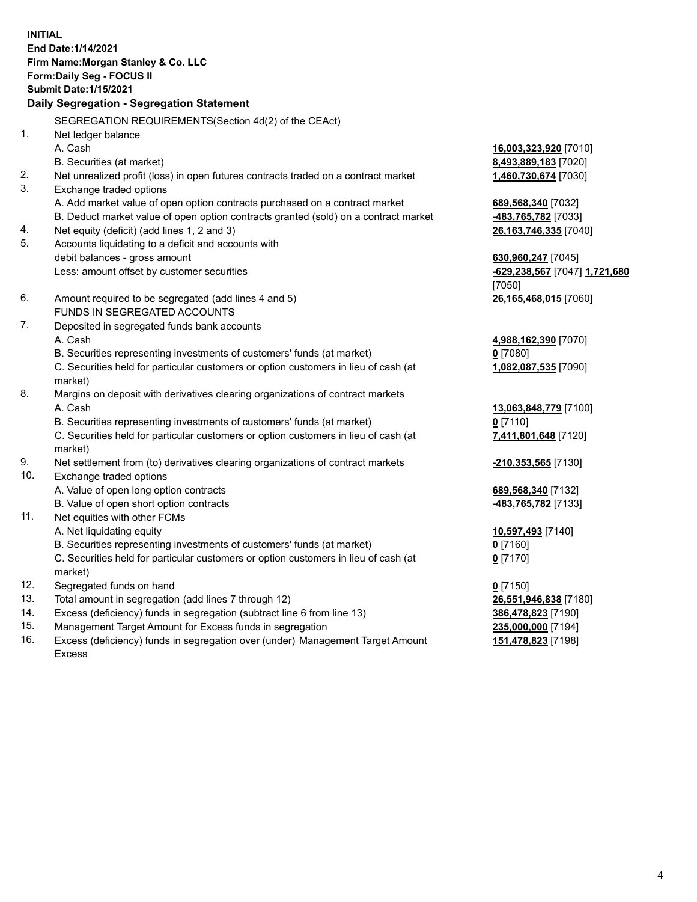**INITIAL**
**End Date:1/14/2021**
**Firm Name:Morgan Stanley & Co. LLC**
**Form:Daily Seg - FOCUS II**
**Submit Date:1/15/2021**

**Daily Segregation - Segregation Statement**

SEGREGATION REQUIREMENTS(Section 4d(2) of the CEAct)

| | | |
|---|---|---|
| 1. | Net ledger balance | |
| | A. Cash | **16,003,323,920** [7010] |
| | B. Securities (at market) | **8,493,889,183** [7020] |
| 2. | Net unrealized profit (loss) in open futures contracts traded on a contract market | **1,460,730,674** [7030] |
| 3. | Exchange traded options | |
| | A. Add market value of open option contracts purchased on a contract market | **689,568,340** [7032] |
| | B. Deduct market value of open option contracts granted (sold) on a contract market | **-483,765,782** [7033] |
| 4. | Net equity (deficit) (add lines 1, 2 and 3) | **26,163,746,335** [7040] |
| 5. | Accounts liquidating to a deficit and accounts with debit balances - gross amount | **630,960,247** [7045] |
| | Less: amount offset by customer securities | **-629,238,567** [7047] **1,721,680** [7050] |
| 6. | Amount required to be segregated (add lines 4 and 5) | **26,165,468,015** [7060] |
| | FUNDS IN SEGREGATED ACCOUNTS | |
| 7. | Deposited in segregated funds bank accounts | |
| | A. Cash | **4,988,162,390** [7070] |
| | B. Securities representing investments of customers' funds (at market) | **0** [7080] |
| | C. Securities held for particular customers or option customers in lieu of cash (at market) | **1,082,087,535** [7090] |
| 8. | Margins on deposit with derivatives clearing organizations of contract markets | |
| | A. Cash | **13,063,848,779** [7100] |
| | B. Securities representing investments of customers' funds (at market) | **0** [7110] |
| | C. Securities held for particular customers or option customers in lieu of cash (at market) | **7,411,801,648** [7120] |
| 9. | Net settlement from (to) derivatives clearing organizations of contract markets | **-210,353,565** [7130] |
| 10. | Exchange traded options | |
| | A. Value of open long option contracts | **689,568,340** [7132] |
| | B. Value of open short option contracts | **-483,765,782** [7133] |
| 11. | Net equities with other FCMs | |
| | A. Net liquidating equity | **10,597,493** [7140] |
| | B. Securities representing investments of customers' funds (at market) | **0** [7160] |
| | C. Securities held for particular customers or option customers in lieu of cash (at market) | **0** [7170] |
| 12. | Segregated funds on hand | **0** [7150] |
| 13. | Total amount in segregation (add lines 7 through 12) | **26,551,946,838** [7180] |
| 14. | Excess (deficiency) funds in segregation (subtract line 6 from line 13) | **386,478,823** [7190] |
| 15. | Management Target Amount for Excess funds in segregation | **235,000,000** [7194] |
| 16. | Excess (deficiency) funds in segregation over (under) Management Target Amount Excess | **151,478,823** [7198] |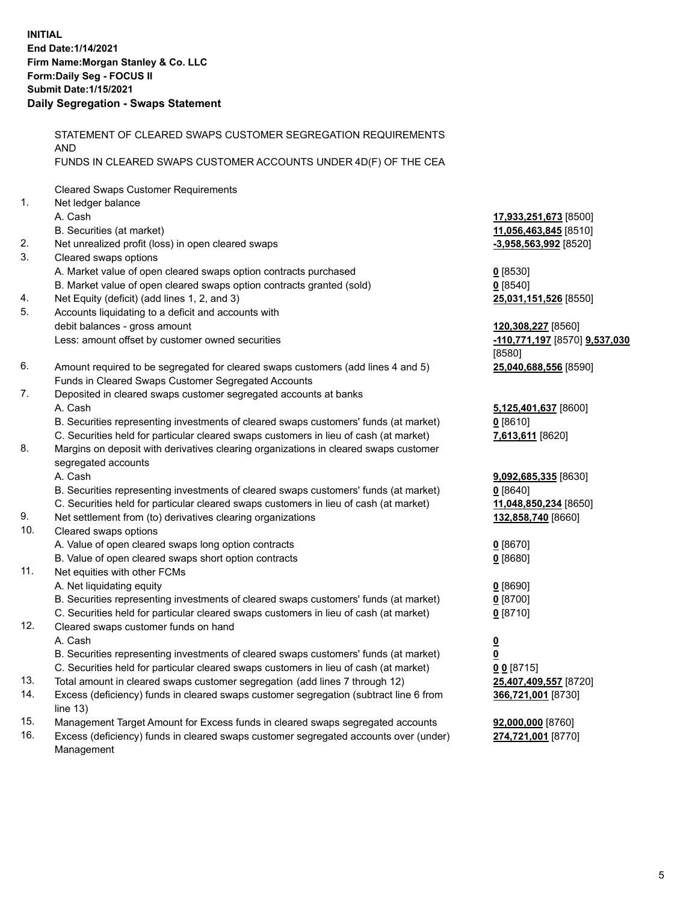**INITIAL**
**End Date:1/14/2021**
**Firm Name:Morgan Stanley & Co. LLC**
**Form:Daily Seg - FOCUS II**
**Submit Date:1/15/2021**
**Daily Segregation - Swaps Statement**

STATEMENT OF CLEARED SWAPS CUSTOMER SEGREGATION REQUIREMENTS AND
FUNDS IN CLEARED SWAPS CUSTOMER ACCOUNTS UNDER 4D(F) OF THE CEA

| | | |
|---|---|---|
| | Cleared Swaps Customer Requirements | |
| 1. | Net ledger balance | |
| | A. Cash | **17,933,251,673** [8500] |
| | B. Securities (at market) | **11,056,463,845** [8510] |
| 2. | Net unrealized profit (loss) in open cleared swaps | **-3,958,563,992** [8520] |
| 3. | Cleared swaps options | |
| | A. Market value of open cleared swaps option contracts purchased | **0** [8530] |
| | B. Market value of open cleared swaps option contracts granted (sold) | **0** [8540] |
| 4. | Net Equity (deficit) (add lines 1, 2, and 3) | **25,031,151,526** [8550] |
| 5. | Accounts liquidating to a deficit and accounts with debit balances - gross amount | **120,308,227** [8560] |
| | Less: amount offset by customer owned securities | **-110,771,197** [8570] **9,537,030** [8580] |
| 6. | Amount required to be segregated for cleared swaps customers (add lines 4 and 5) | **25,040,688,556** [8590] |
| | Funds in Cleared Swaps Customer Segregated Accounts | |
| 7. | Deposited in cleared swaps customer segregated accounts at banks | |
| | A. Cash | **5,125,401,637** [8600] |
| | B. Securities representing investments of cleared swaps customers' funds (at market) | **0** [8610] |
| | C. Securities held for particular cleared swaps customers in lieu of cash (at market) | **7,613,611** [8620] |
| 8. | Margins on deposit with derivatives clearing organizations in cleared swaps customer segregated accounts | |
| | A. Cash | **9,092,685,335** [8630] |
| | B. Securities representing investments of cleared swaps customers' funds (at market) | **0** [8640] |
| | C. Securities held for particular cleared swaps customers in lieu of cash (at market) | **11,048,850,234** [8650] |
| 9. | Net settlement from (to) derivatives clearing organizations | **132,858,740** [8660] |
| 10. | Cleared swaps options | |
| | A. Value of open cleared swaps long option contracts | **0** [8670] |
| | B. Value of open cleared swaps short option contracts | **0** [8680] |
| 11. | Net equities with other FCMs | |
| | A. Net liquidating equity | **0** [8690] |
| | B. Securities representing investments of cleared swaps customers' funds (at market) | **0** [8700] |
| | C. Securities held for particular cleared swaps customers in lieu of cash (at market) | **0** [8710] |
| 12. | Cleared swaps customer funds on hand | |
| | A. Cash | **0** |
| | B. Securities representing investments of cleared swaps customers' funds (at market) | **0** |
| | C. Securities held for particular cleared swaps customers in lieu of cash (at market) | **0** **0** [8715] |
| 13. | Total amount in cleared swaps customer segregation (add lines 7 through 12) | **25,407,409,557** [8720] |
| 14. | Excess (deficiency) funds in cleared swaps customer segregation (subtract line 6 from line 13) | **366,721,001** [8730] |
| 15. | Management Target Amount for Excess funds in cleared swaps segregated accounts | **92,000,000** [8760] |
| 16. | Excess (deficiency) funds in cleared swaps customer segregated accounts over (under) Management | **274,721,001** [8770] |